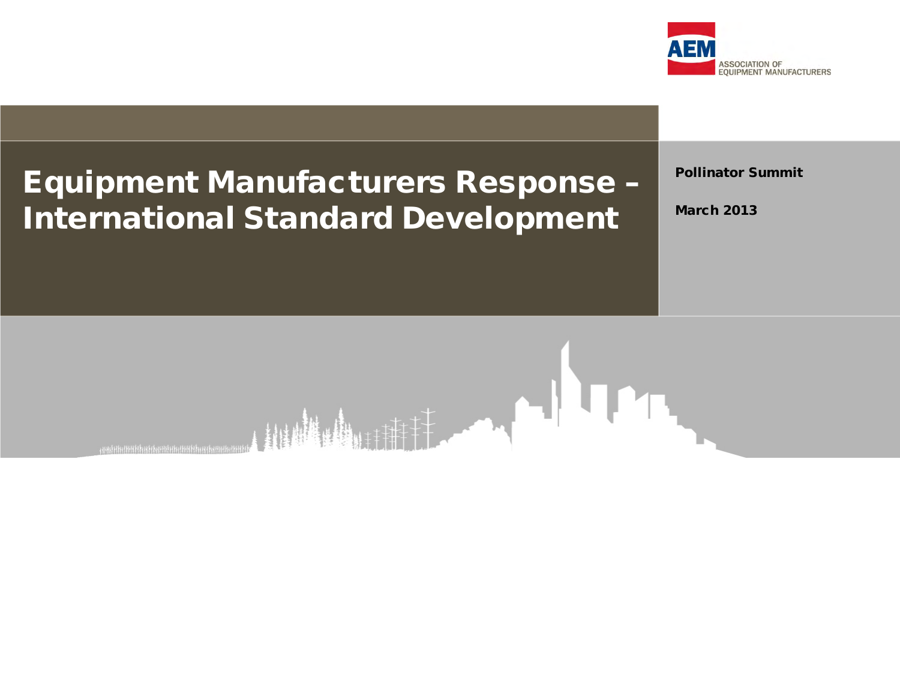AEM
ASSOCIATION OF EQUIPMENT MANUFACTURERS

# Equipment Manufacturers Response – International Standard Development

**Pollinator Summit**

**March 2013**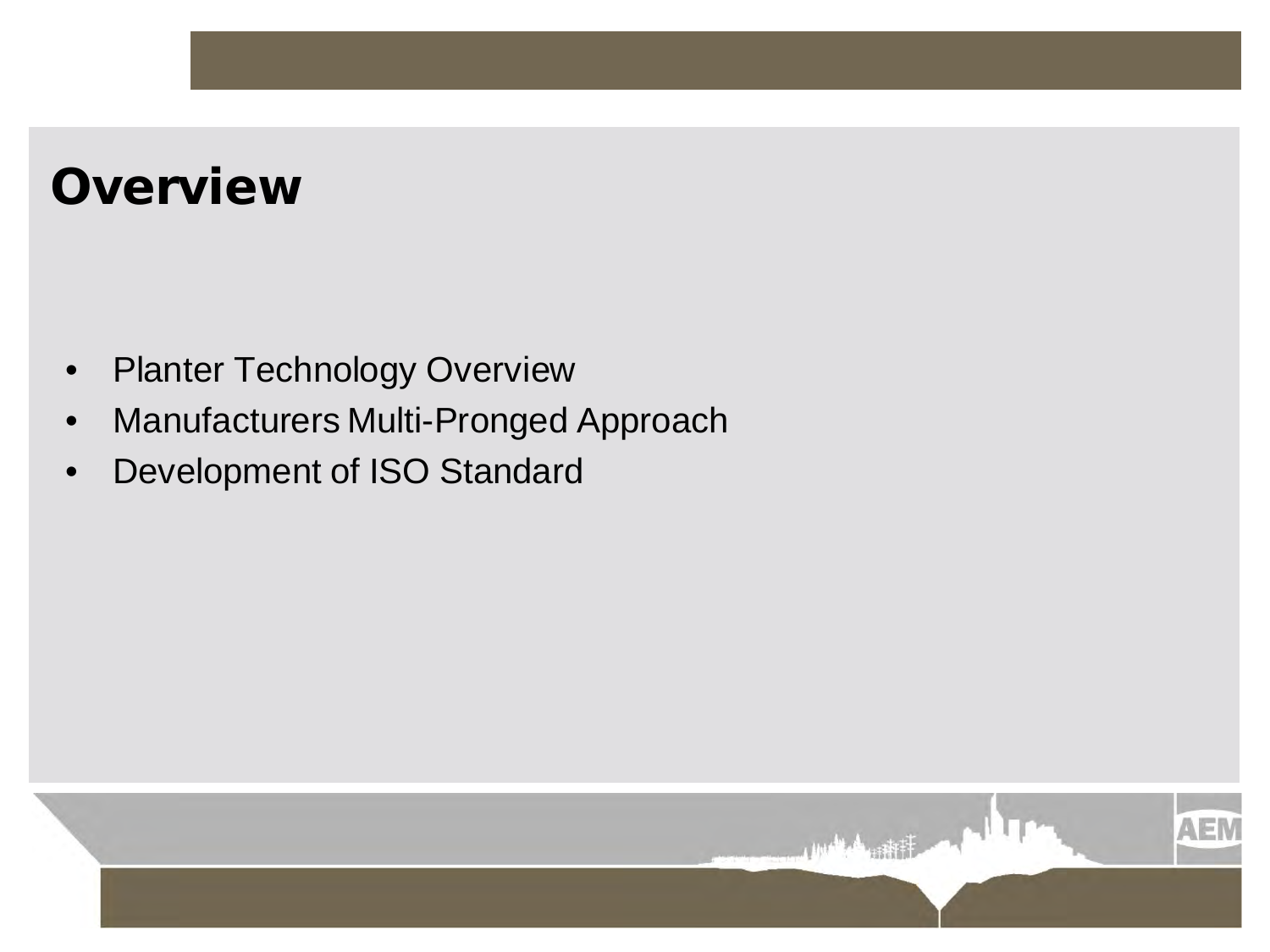# Overview

- Planter Technology Overview
- Manufacturers Multi-Pronged Approach
- Development of ISO Standard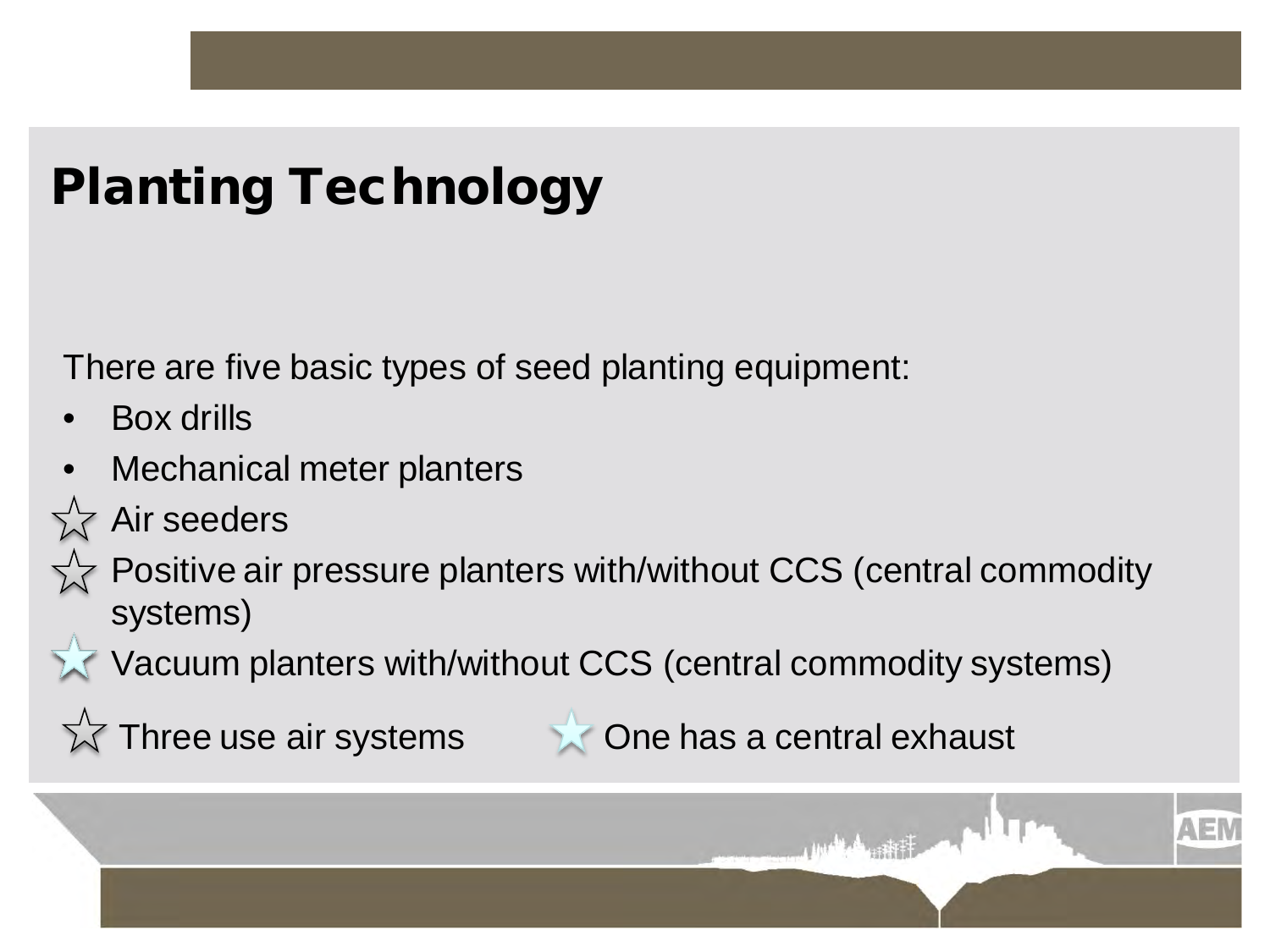# Planting Technology

There are five basic types of seed planting equipment:

- Box drills
- Mechanical meter planters
- ☆ Air seeders
- ☆ Positive air pressure planters with/without CCS (central commodity systems)
- ★ Vacuum planters with/without CCS (central commodity systems)

☆ Three use air systems ★ One has a central exhaust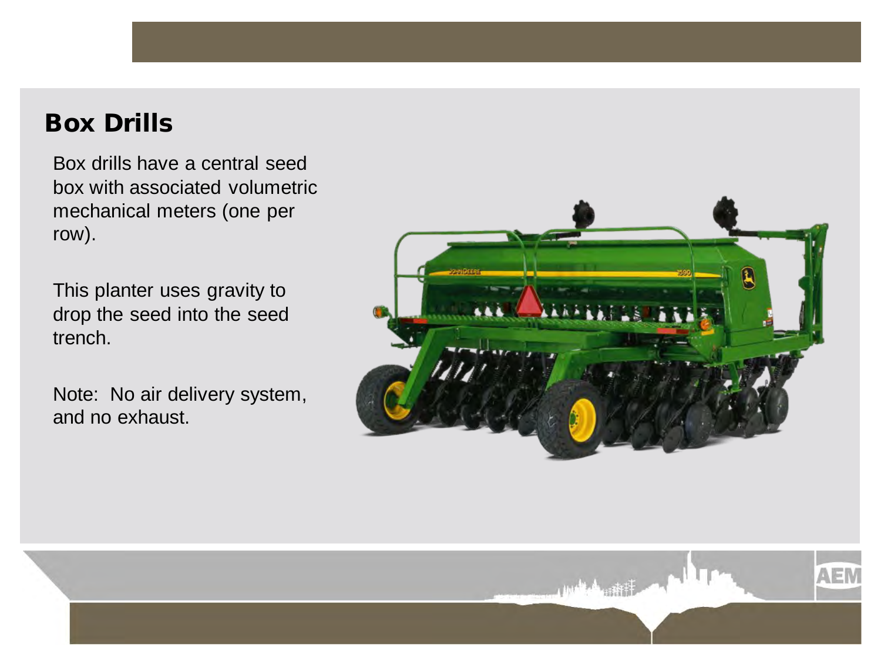## Box Drills

Box drills have a central seed box with associated volumetric mechanical meters (one per row).

This planter uses gravity to drop the seed into the seed trench.

Note: No air delivery system, and no exhaust.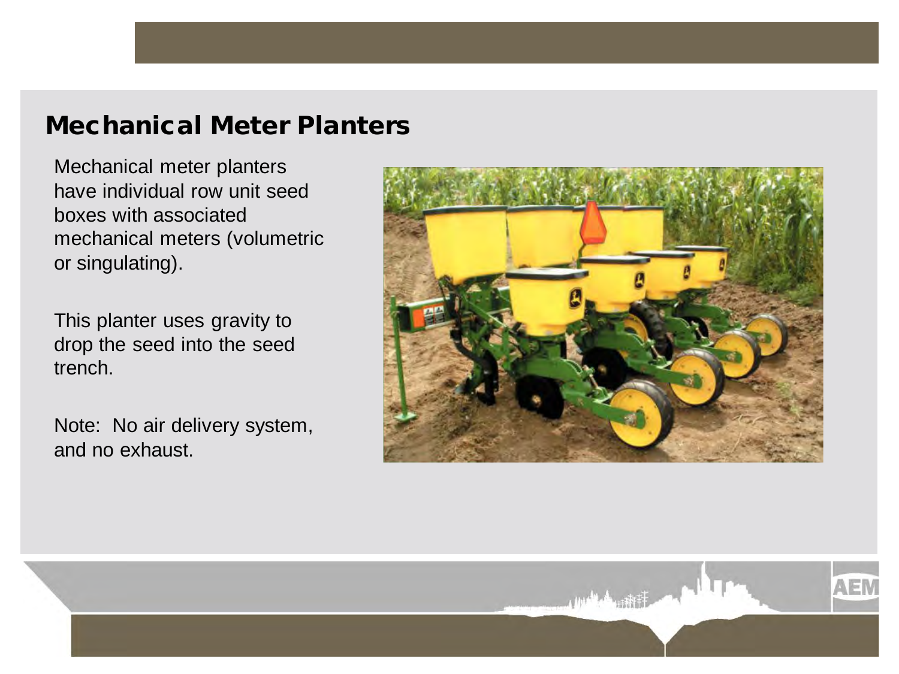## Mechanical Meter Planters

Mechanical meter planters have individual row unit seed boxes with associated mechanical meters (volumetric or singulating).

This planter uses gravity to drop the seed into the seed trench.

Note: No air delivery system, and no exhaust.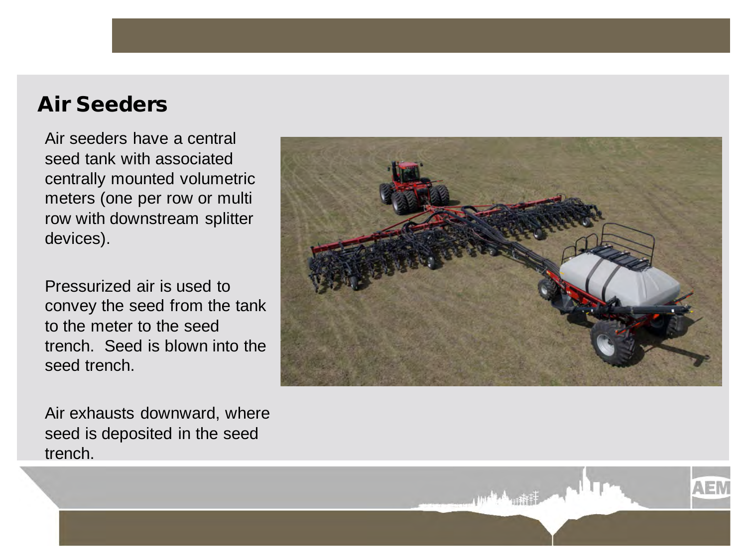## Air Seeders

Air seeders have a central seed tank with associated centrally mounted volumetric meters (one per row or multi row with downstream splitter devices).

Pressurized air is used to convey the seed from the tank to the meter to the seed trench. Seed is blown into the seed trench.

Air exhausts downward, where seed is deposited in the seed trench.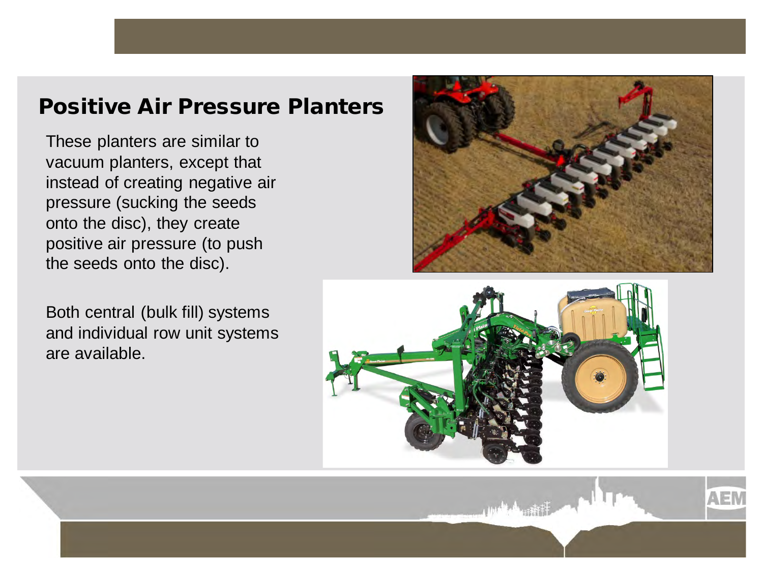## Positive Air Pressure Planters

These planters are similar to vacuum planters, except that instead of creating negative air pressure (sucking the seeds onto the disc), they create positive air pressure (to push the seeds onto the disc).

Both central (bulk fill) systems and individual row unit systems are available.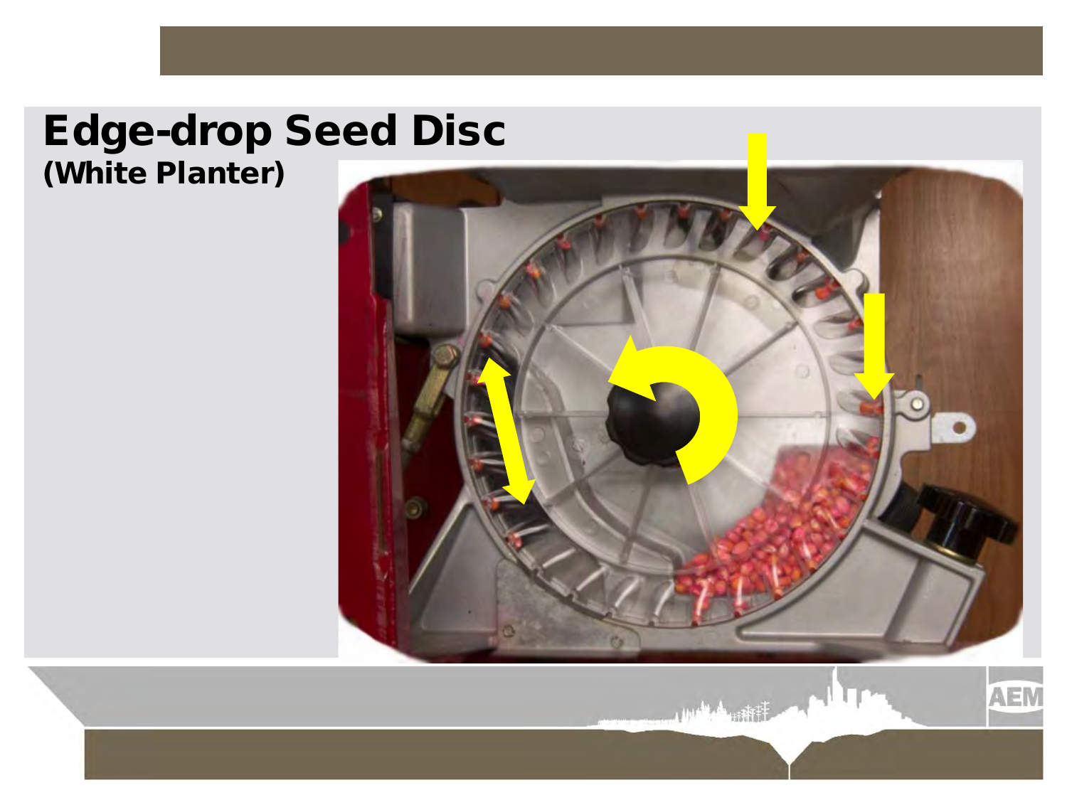# Edge-drop Seed Disc

**(White Planter)**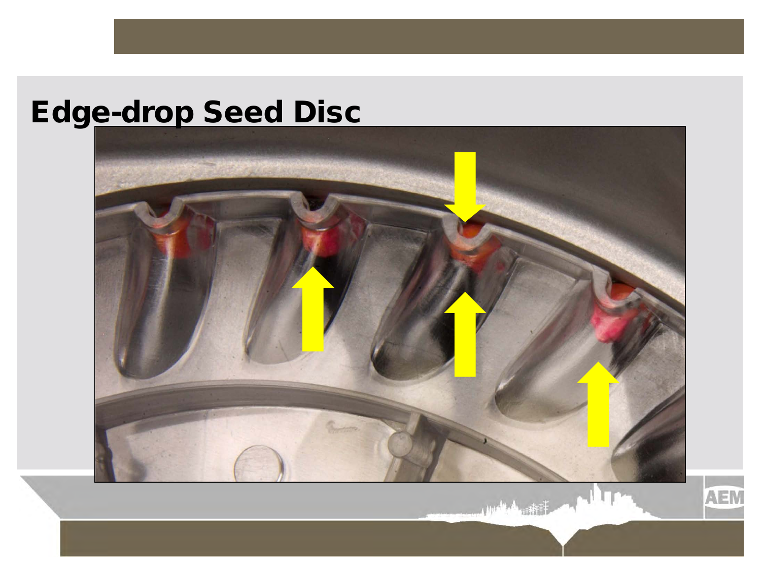# Edge-drop Seed Disc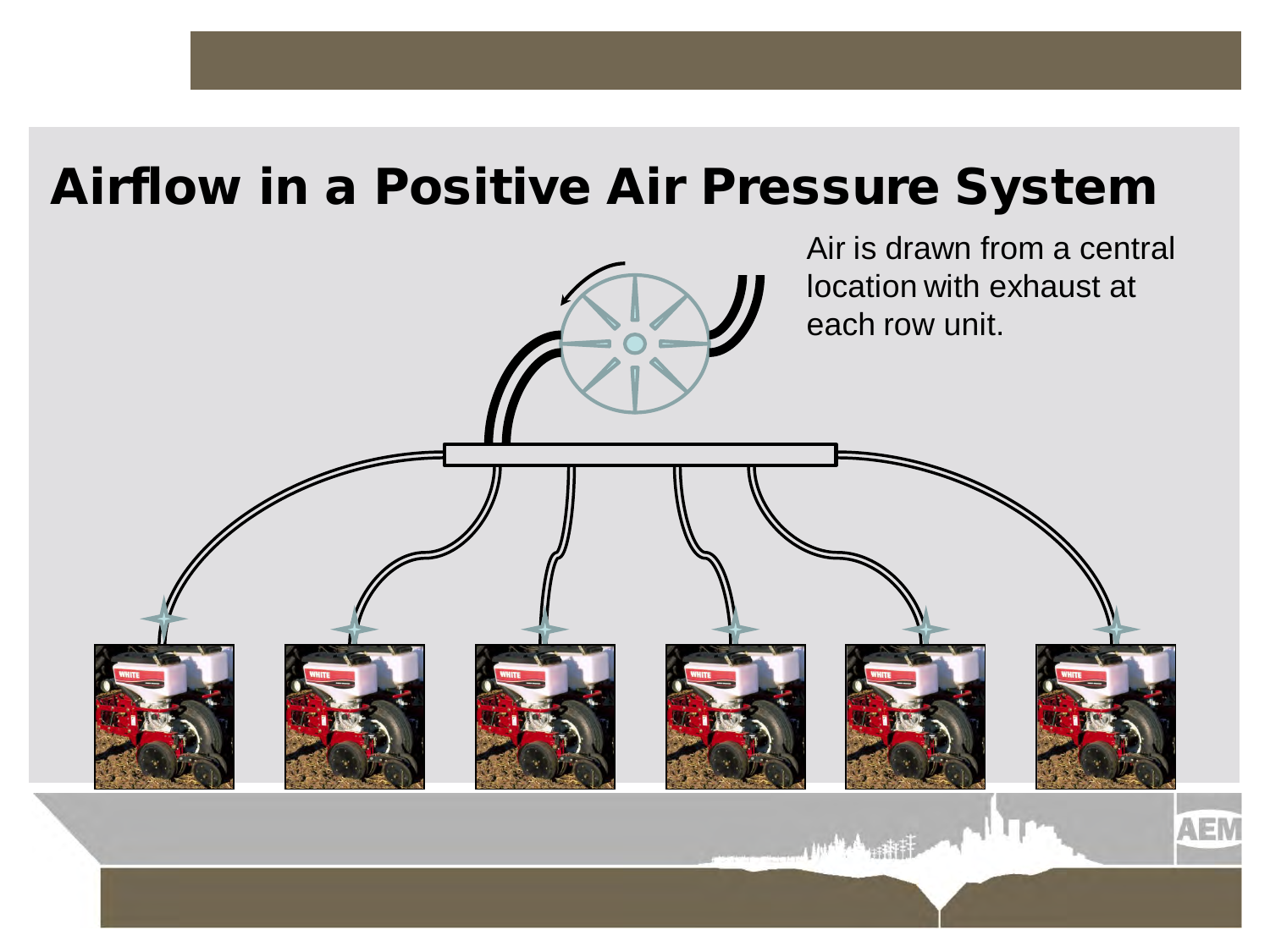# Airflow in a Positive Air Pressure System

Air is drawn from a central location with exhaust at each row unit.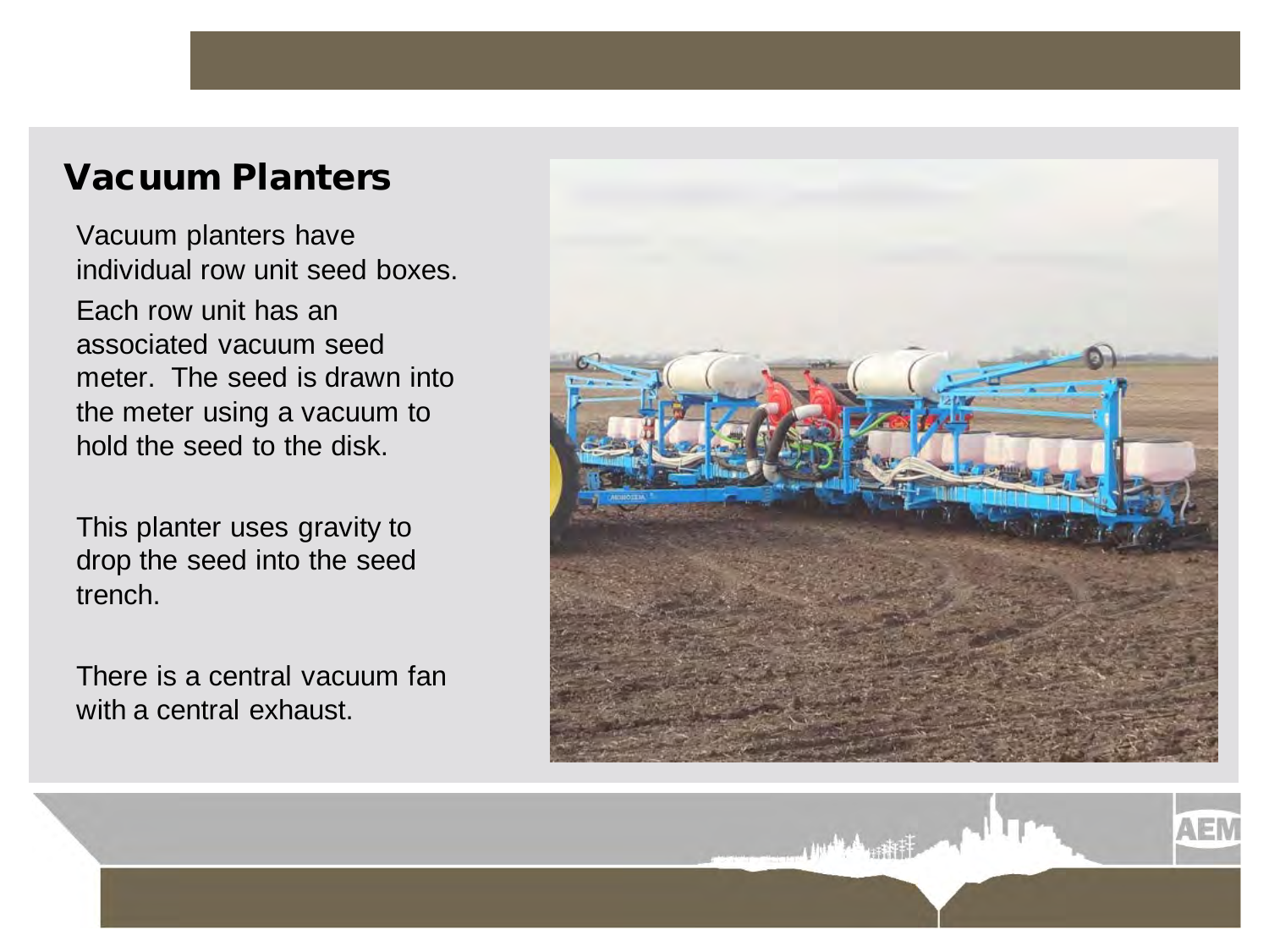## Vacuum Planters

Vacuum planters have individual row unit seed boxes.

Each row unit has an associated vacuum seed meter. The seed is drawn into the meter using a vacuum to hold the seed to the disk.

This planter uses gravity to drop the seed into the seed trench.

There is a central vacuum fan with a central exhaust.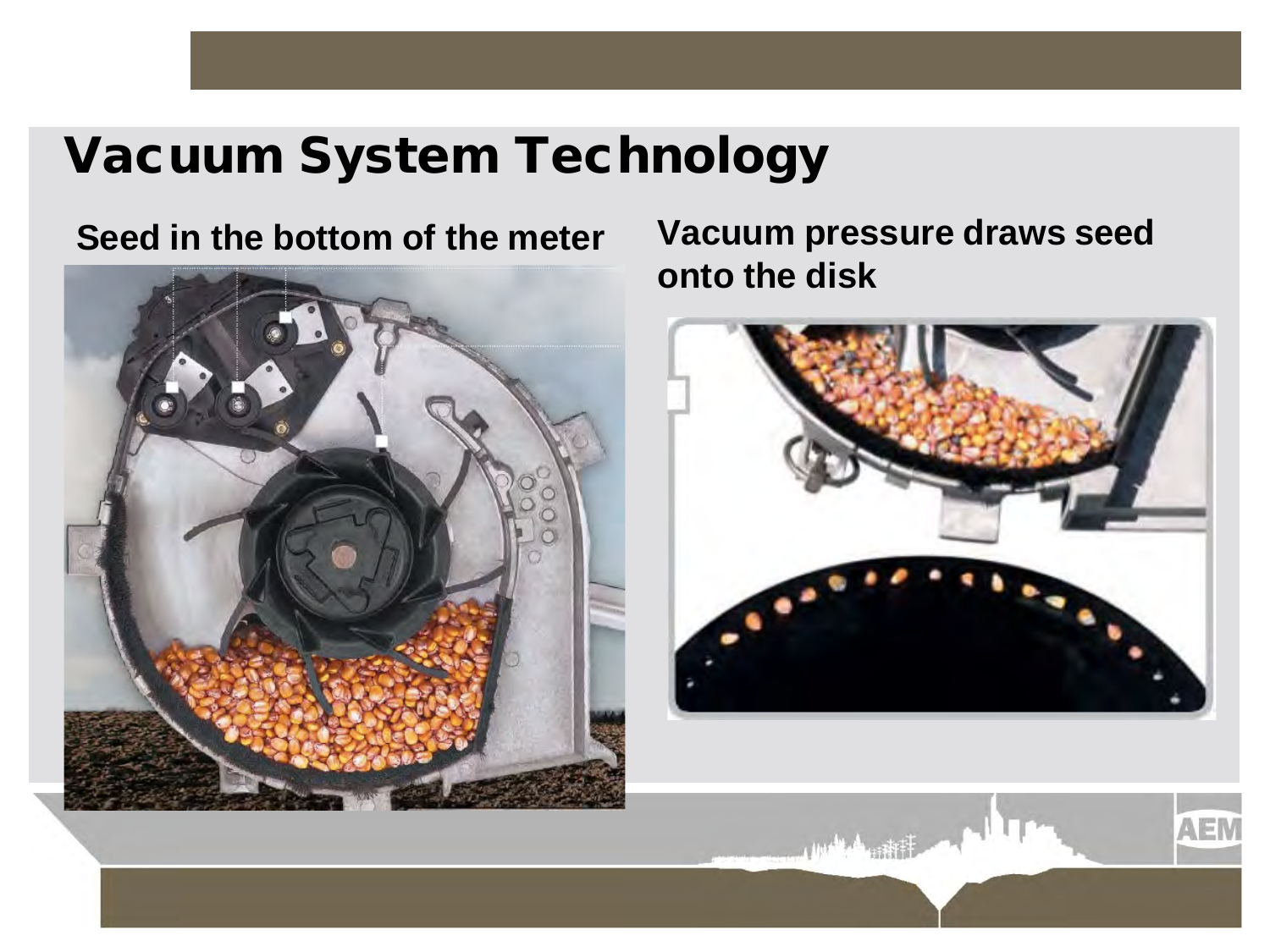# Vacuum System Technology

**Seed in the bottom of the meter**

**Vacuum pressure draws seed onto the disk**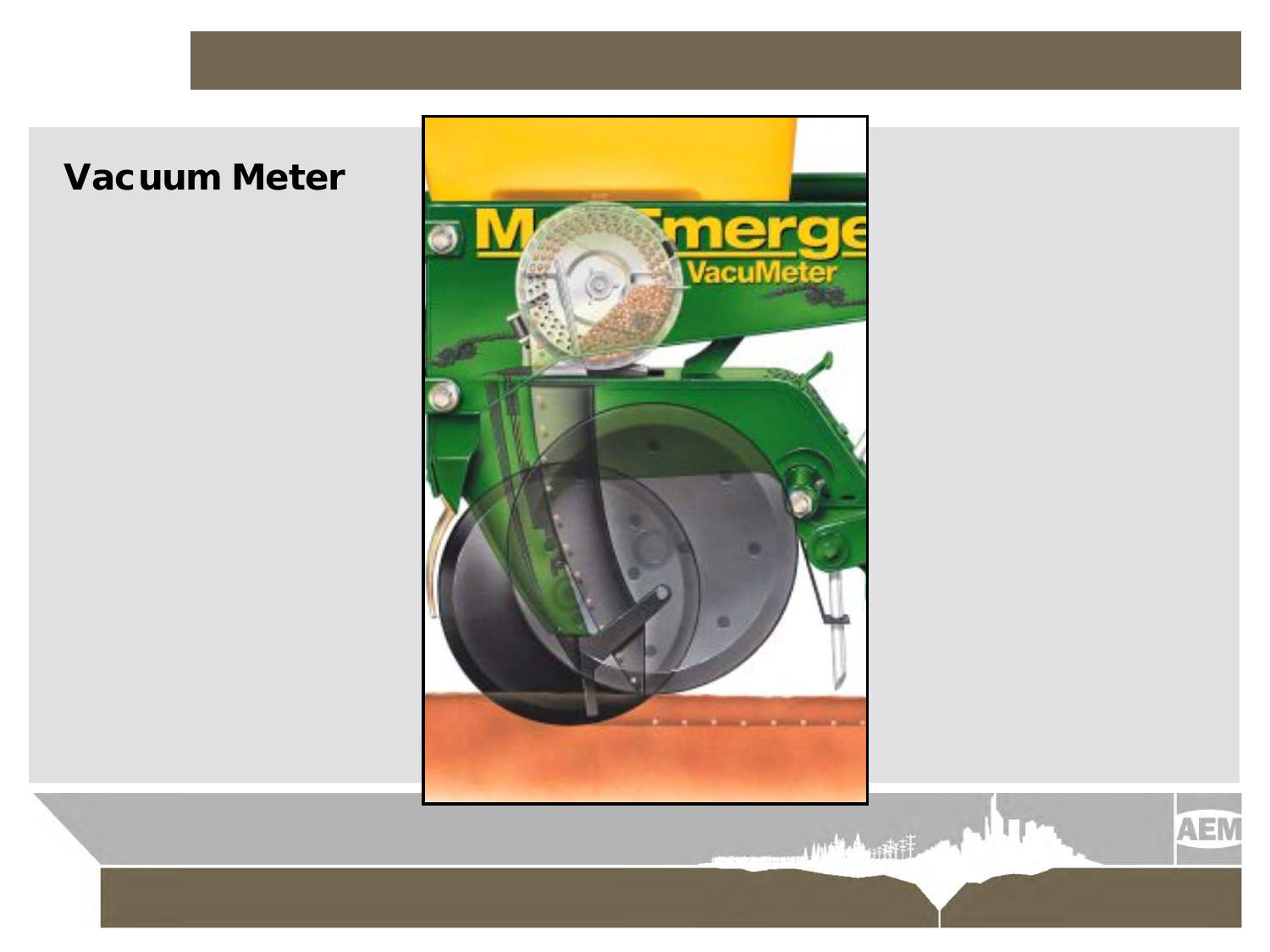# Vacuum Meter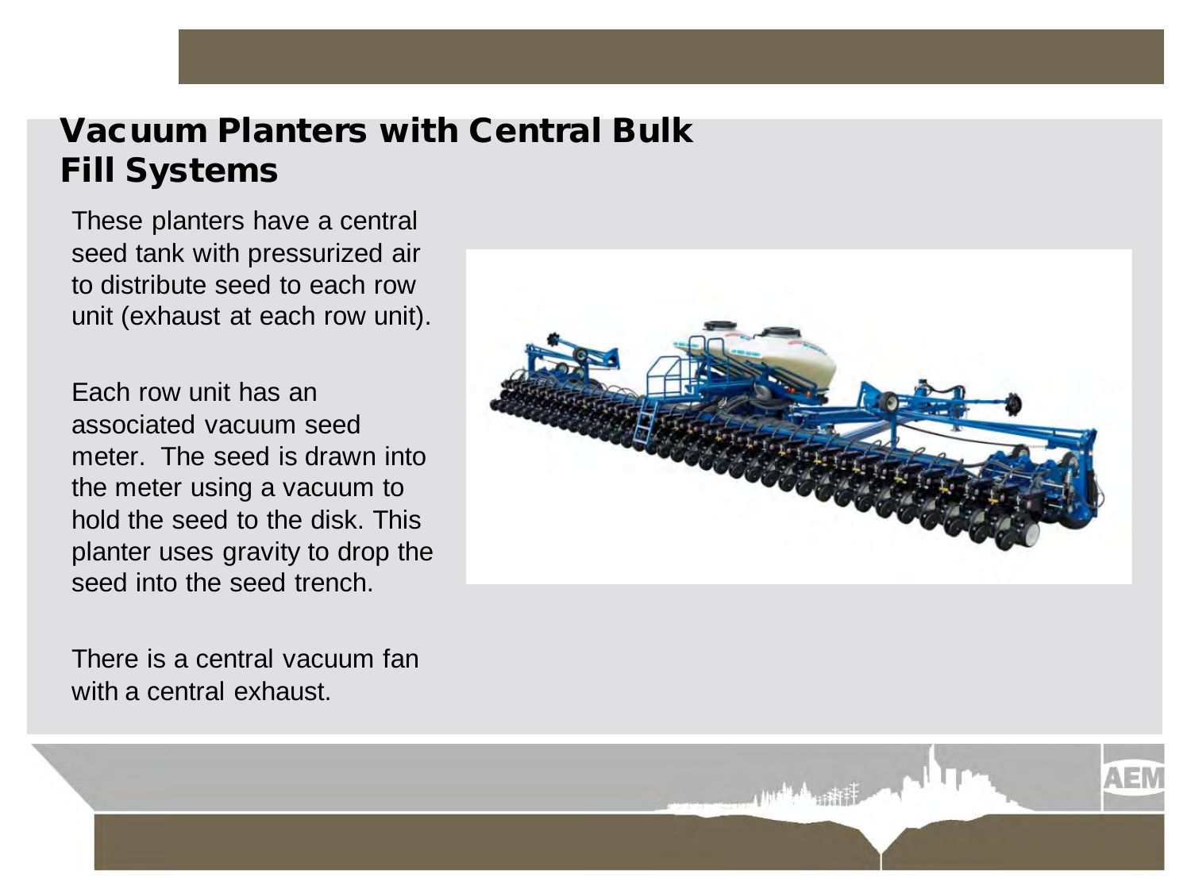# Vacuum Planters with Central Bulk Fill Systems

These planters have a central seed tank with pressurized air to distribute seed to each row unit (exhaust at each row unit).

Each row unit has an associated vacuum seed meter. The seed is drawn into the meter using a vacuum to hold the seed to the disk. This planter uses gravity to drop the seed into the seed trench.

There is a central vacuum fan with a central exhaust.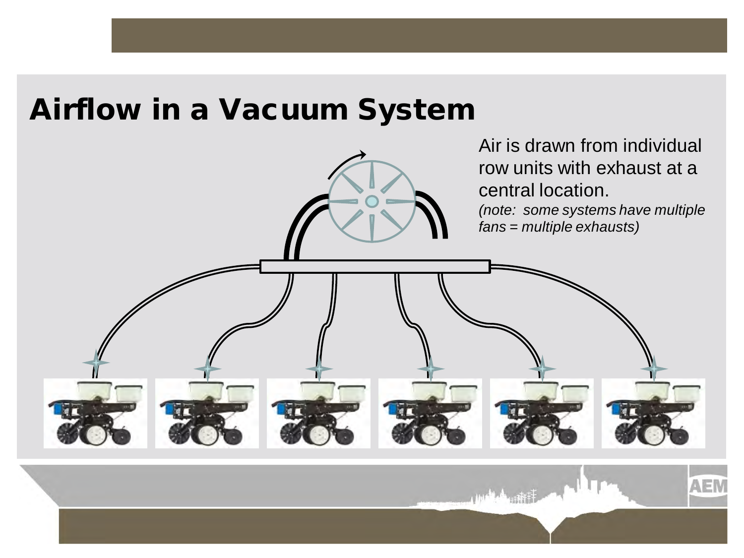# Airflow in a Vacuum System

Air is drawn from individual row units with exhaust at a central location.

*(note: some systems have multiple fans = multiple exhausts)*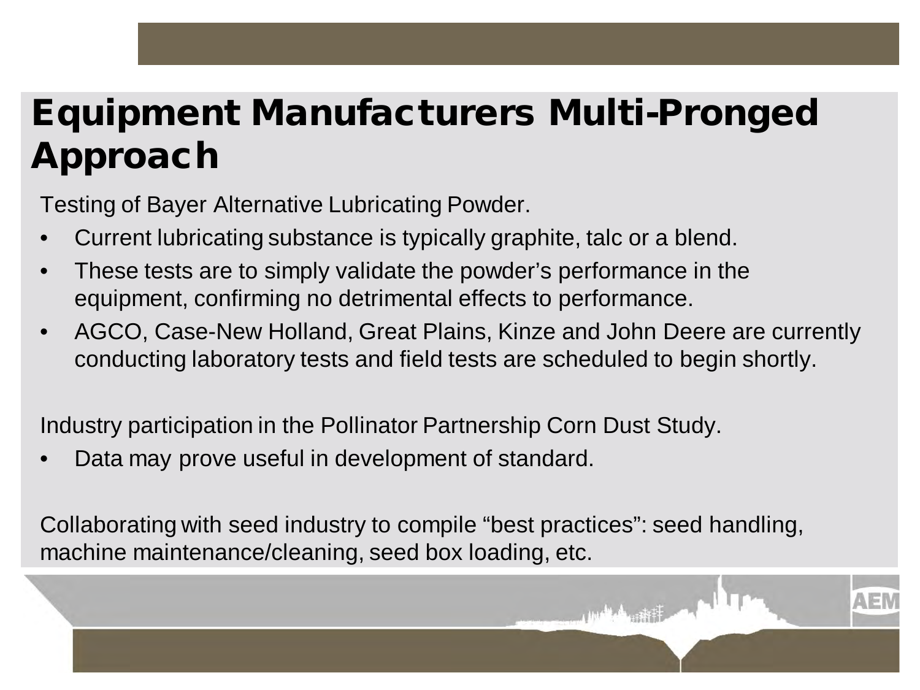# Equipment Manufacturers Multi-Pronged Approach

Testing of Bayer Alternative Lubricating Powder.

- Current lubricating substance is typically graphite, talc or a blend.
- These tests are to simply validate the powder's performance in the equipment, confirming no detrimental effects to performance.
- AGCO, Case-New Holland, Great Plains, Kinze and John Deere are currently conducting laboratory tests and field tests are scheduled to begin shortly.

Industry participation in the Pollinator Partnership Corn Dust Study.

- Data may prove useful in development of standard.

Collaborating with seed industry to compile "best practices": seed handling, machine maintenance/cleaning, seed box loading, etc.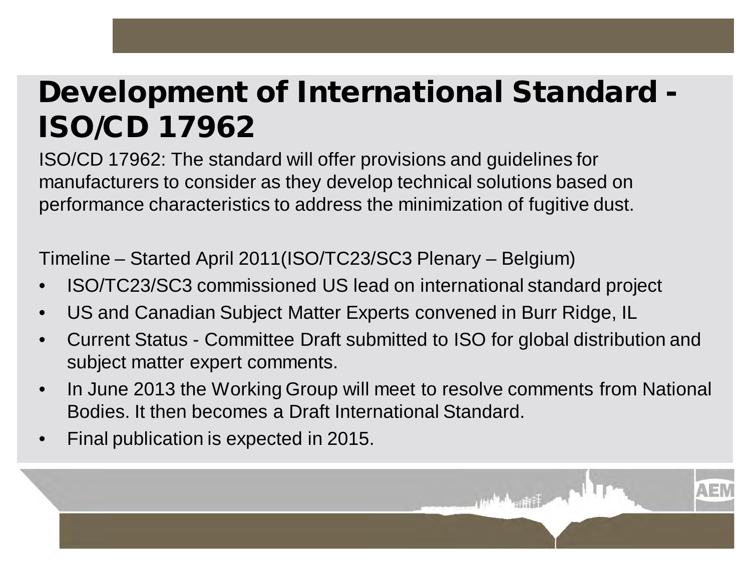# Development of International Standard - ISO/CD 17962

ISO/CD 17962: The standard will offer provisions and guidelines for manufacturers to consider as they develop technical solutions based on performance characteristics to address the minimization of fugitive dust.

Timeline – Started April 2011(ISO/TC23/SC3 Plenary – Belgium)

- ISO/TC23/SC3 commissioned US lead on international standard project
- US and Canadian Subject Matter Experts convened in Burr Ridge, IL
- Current Status - Committee Draft submitted to ISO for global distribution and subject matter expert comments.
- In June 2013 the Working Group will meet to resolve comments from National Bodies. It then becomes a Draft International Standard.
- Final publication is expected in 2015.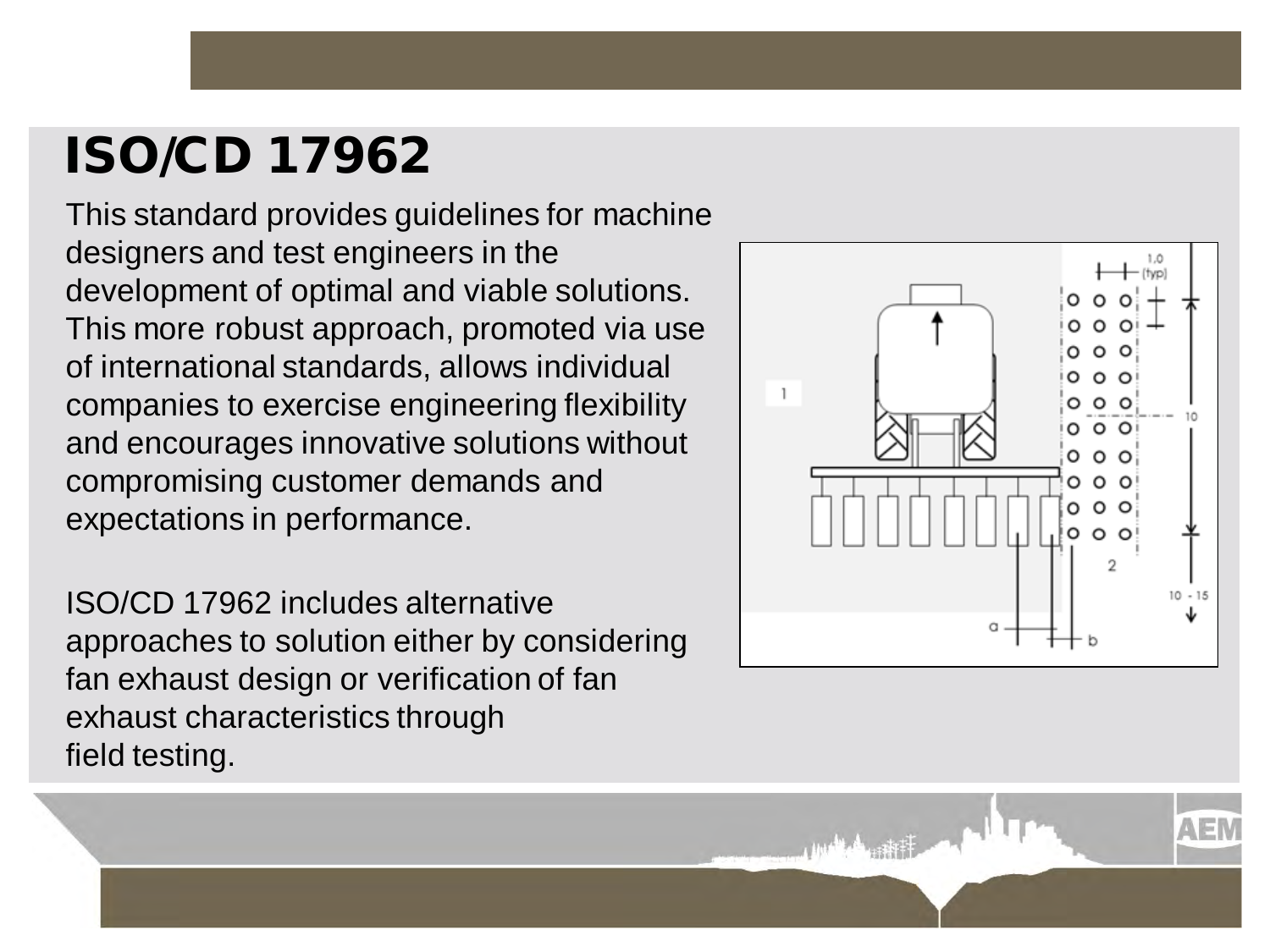# ISO/CD 17962

This standard provides guidelines for machine designers and test engineers in the development of optimal and viable solutions. This more robust approach, promoted via use of international standards, allows individual companies to exercise engineering flexibility and encourages innovative solutions without compromising customer demands and expectations in performance.

ISO/CD 17962 includes alternative approaches to solution either by considering fan exhaust design or verification of fan exhaust characteristics through field testing.